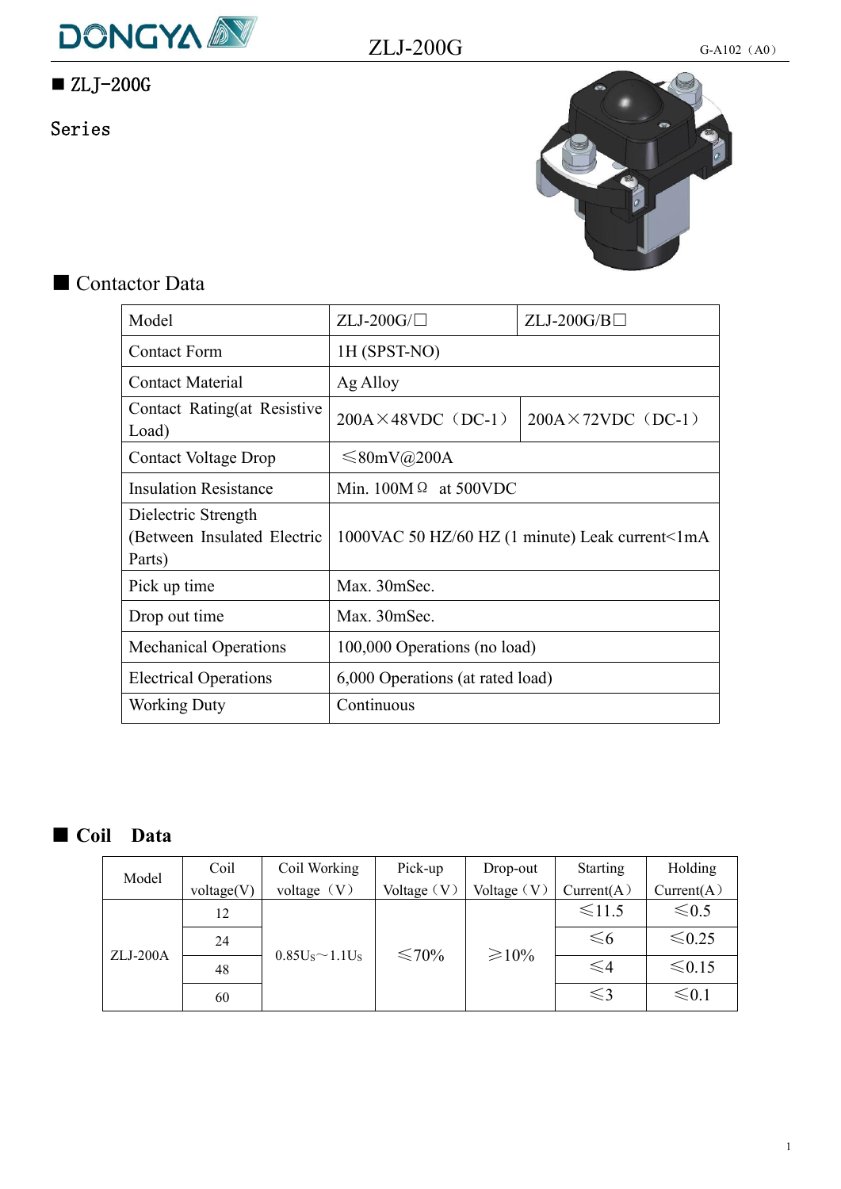# ■ ZLJ-200G

Series

## ■ Contactor Data

| Model | ZLJ-200G/□ | ZLJ-200G/B□ |
|---|---|---|
| Contact Form | 1H (SPST-NO) | |
| Contact Material | Ag Alloy | |
| Contact Rating(at Resistive Load) | 200A×48VDC（DC-1） | 200A×72VDC（DC-1） |
| Contact Voltage Drop | ≤80mV@200A | |
| Insulation Resistance | Min. 100MΩ at 500VDC | |
| Dielectric Strength (Between Insulated Electric Parts) | 1000VAC 50 HZ/60 HZ (1 minute) Leak current<1mA | |
| Pick up time | Max. 30mSec. | |
| Drop out time | Max. 30mSec. | |
| Mechanical Operations | 100,000 Operations (no load) | |
| Electrical Operations | 6,000 Operations (at rated load) | |
| Working Duty | Continuous | |

## ■ Coil Data

| Model | Coil voltage(V) | Coil Working voltage（V） | Pick-up Voltage（V） | Drop-out Voltage（V） | Starting Current(A） | Holding Current(A） |
|---|---|---|---|---|---|---|
| ZLJ-200A | 12 | $0.85U_S$~$1.1U_S$ | ≤70% | ≥10% | ≤11.5 | ≤0.5 |
| | 24 | | | | ≤6 | ≤0.25 |
| | 48 | | | | ≤4 | ≤0.15 |
| | 60 | | | | ≤3 | ≤0.1 |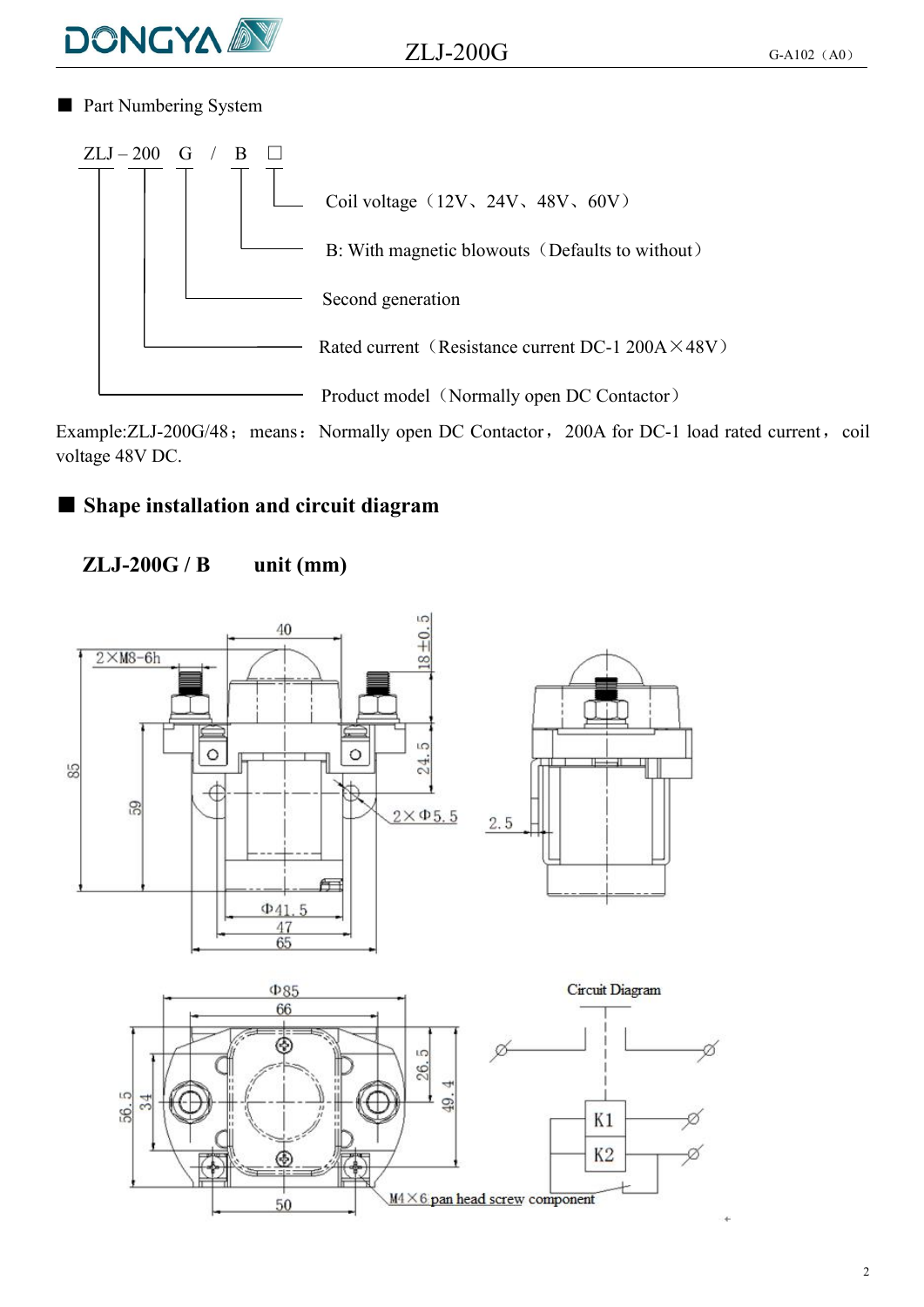■ Part Numbering System

ZLJ – 200 G / B □

- Coil voltage（12V、24V、48V、60V）
- B: With magnetic blowouts（Defaults to without）
- Second generation
- Rated current（Resistance current DC-1 200A×48V）
- Product model（Normally open DC Contactor）

Example:ZLJ-200G/48； means： Normally open DC Contactor， 200A for DC-1 load rated current， coil voltage 48V DC.

## ■ Shape installation and circuit diagram

**ZLJ-200G / B unit (mm)**

Circuit Diagram

M4×6 pan head screw component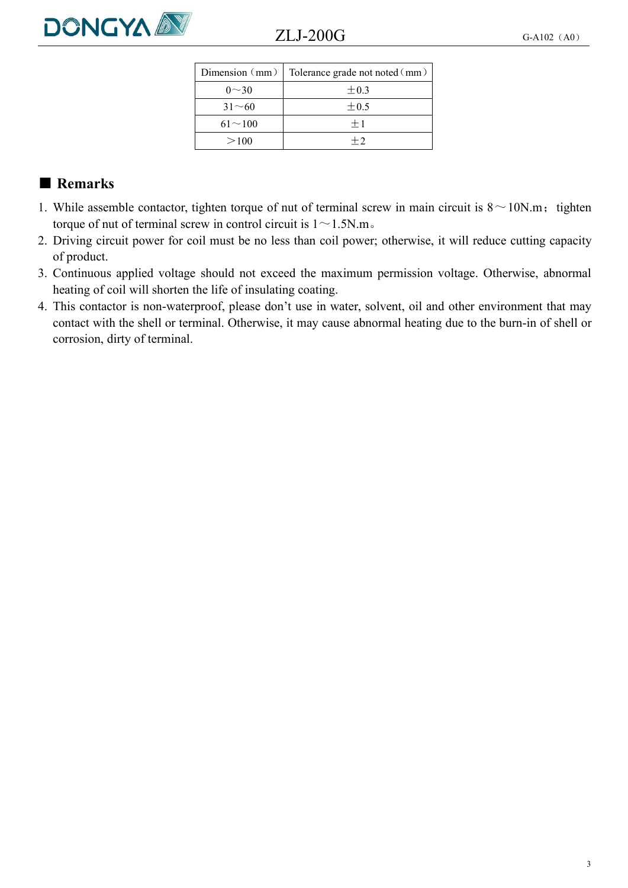| Dimension（mm） | Tolerance grade not noted（mm） |
|---|---|
| 0～30 | ±0.3 |
| 31～60 | ±0.5 |
| 61～100 | ±1 |
| ＞100 | ±2 |

## ■ Remarks

1. While assemble contactor, tighten torque of nut of terminal screw in main circuit is 8～10N.m； tighten torque of nut of terminal screw in control circuit is 1～1.5N.m。
2. Driving circuit power for coil must be no less than coil power; otherwise, it will reduce cutting capacity of product.
3. Continuous applied voltage should not exceed the maximum permission voltage. Otherwise, abnormal heating of coil will shorten the life of insulating coating.
4. This contactor is non-waterproof, please don't use in water, solvent, oil and other environment that may contact with the shell or terminal. Otherwise, it may cause abnormal heating due to the burn-in of shell or corrosion, dirty of terminal.